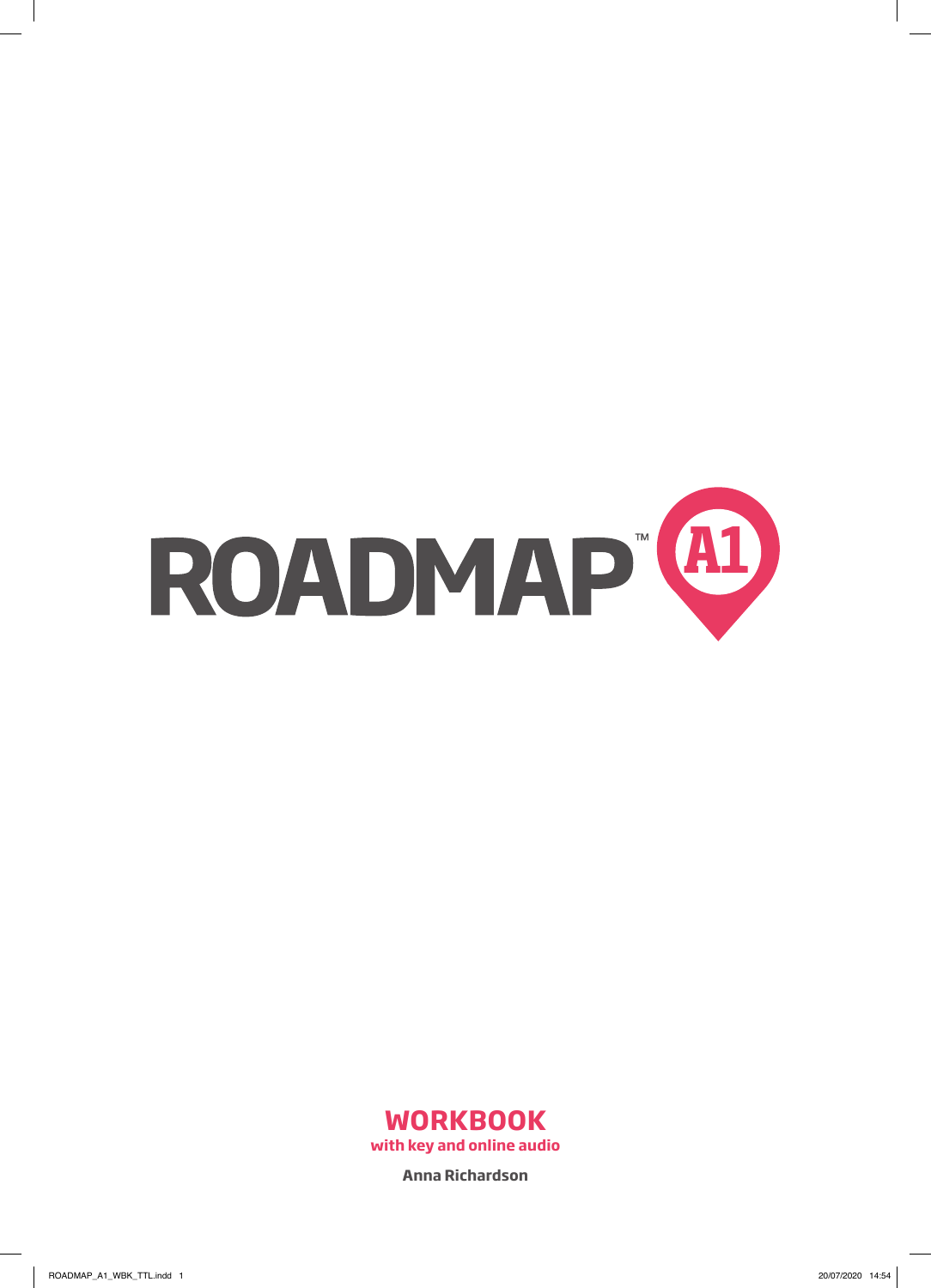# ROADMAP™ A1

## WORKBOOK

**with key and online audio**

**Anna Richardson**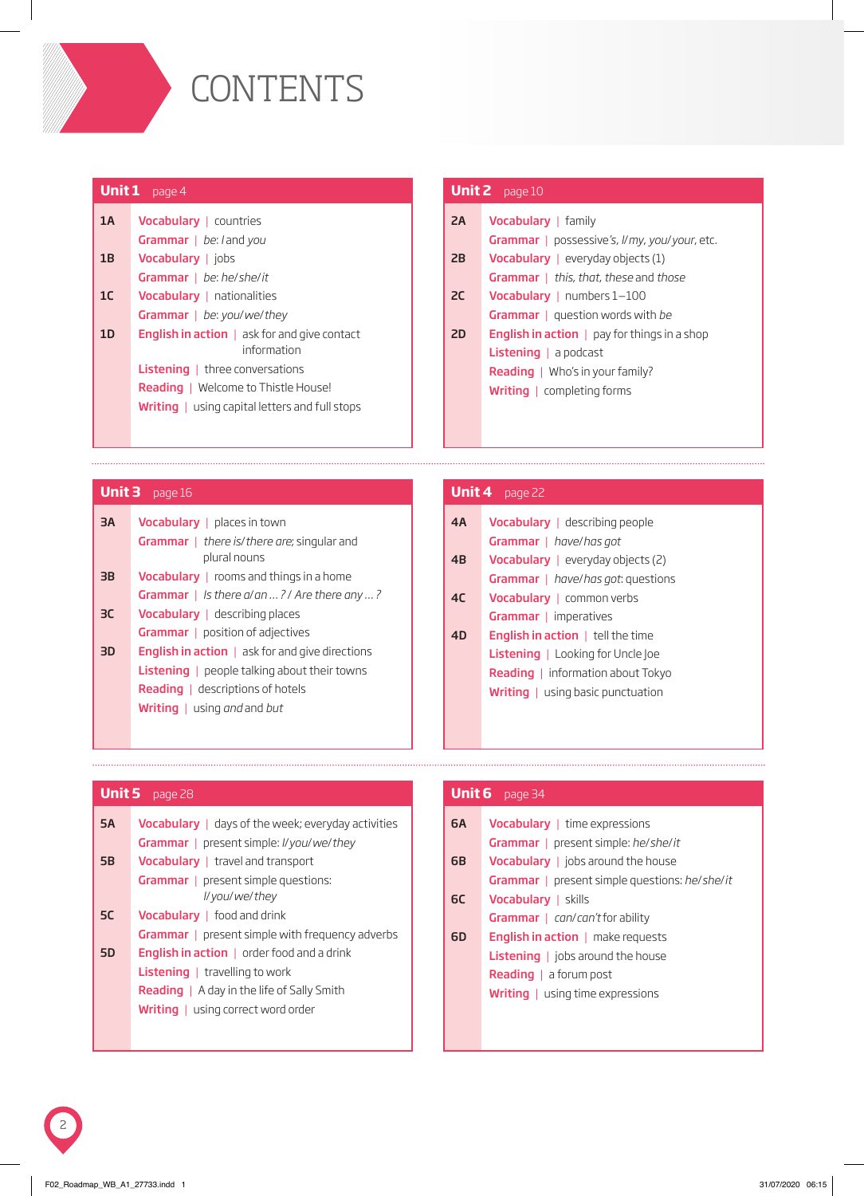# CONTENTS

## Unit 1 page 4

**1A**
- **Vocabulary** | countries
- **Grammar** | *be*: *I* and *you*

**1B**
- **Vocabulary** | jobs
- **Grammar** | *be*: *he*/*she*/*it*

**1C**
- **Vocabulary** | nationalities
- **Grammar** | *be*: *you*/*we*/*they*

**1D**
- **English in action** | ask for and give contact information
- **Listening** | three conversations
- **Reading** | Welcome to Thistle House!
- **Writing** | using capital letters and full stops

## Unit 2 page 10

**2A**
- **Vocabulary** | family
- **Grammar** | possessive *'s*, *I*/*my*, *you*/*your*, etc.

**2B**
- **Vocabulary** | everyday objects (1)
- **Grammar** | *this*, *that*, *these* and *those*

**2C**
- **Vocabulary** | numbers 1–100
- **Grammar** | question words with *be*

**2D**
- **English in action** | pay for things in a shop
- **Listening** | a podcast
- **Reading** | Who's in your family?
- **Writing** | completing forms

## Unit 3 page 16

**3A**
- **Vocabulary** | places in town
- **Grammar** | *there is*/*there are*; singular and plural nouns

**3B**
- **Vocabulary** | rooms and things in a home
- **Grammar** | *Is there a*/*an … ?* / *Are there any … ?*

**3C**
- **Vocabulary** | describing places
- **Grammar** | position of adjectives

**3D**
- **English in action** | ask for and give directions
- **Listening** | people talking about their towns
- **Reading** | descriptions of hotels
- **Writing** | using *and* and *but*

## Unit 4 page 22

**4A**
- **Vocabulary** | describing people
- **Grammar** | *have*/*has got*

**4B**
- **Vocabulary** | everyday objects (2)
- **Grammar** | *have*/*has got*: questions

**4C**
- **Vocabulary** | common verbs
- **Grammar** | imperatives

**4D**
- **English in action** | tell the time
- **Listening** | Looking for Uncle Joe
- **Reading** | information about Tokyo
- **Writing** | using basic punctuation

## Unit 5 page 28

**5A**
- **Vocabulary** | days of the week; everyday activities
- **Grammar** | present simple: *I*/*you*/*we*/*they*

**5B**
- **Vocabulary** | travel and transport
- **Grammar** | present simple questions: *I*/*you*/*we*/*they*

**5C**
- **Vocabulary** | food and drink
- **Grammar** | present simple with frequency adverbs

**5D**
- **English in action** | order food and a drink
- **Listening** | travelling to work
- **Reading** | A day in the life of Sally Smith
- **Writing** | using correct word order

## Unit 6 page 34

**6A**
- **Vocabulary** | time expressions
- **Grammar** | present simple: *he*/*she*/*it*

**6B**
- **Vocabulary** | jobs around the house
- **Grammar** | present simple questions: *he*/*she*/*it*

**6C**
- **Vocabulary** | skills
- **Grammar** | *can*/*can't* for ability

**6D**
- **English in action** | make requests
- **Listening** | jobs around the house
- **Reading** | a forum post
- **Writing** | using time expressions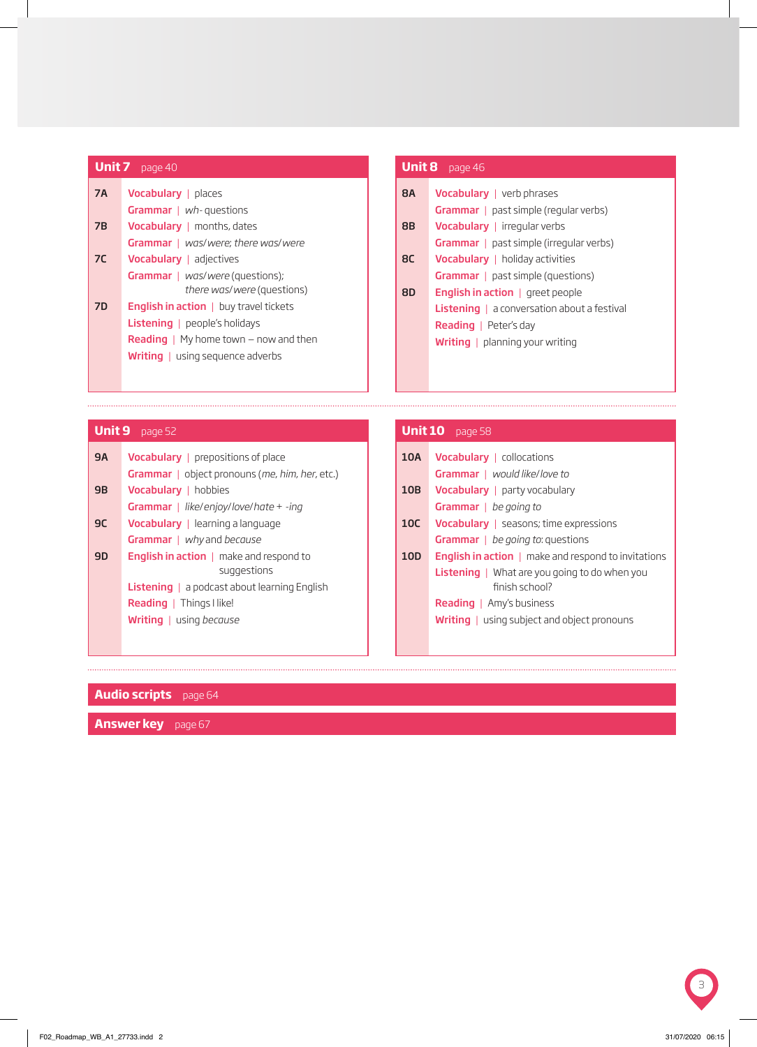## Unit 7 page 40

**7A**
- **Vocabulary** | places
- **Grammar** | *wh-* questions

**7B**
- **Vocabulary** | months, dates
- **Grammar** | *was/were; there was/were*

**7C**
- **Vocabulary** | adjectives
- **Grammar** | *was/were* (questions); *there was/were* (questions)

**7D**
- **English in action** | buy travel tickets
- **Listening** | people's holidays
- **Reading** | My home town – now and then
- **Writing** | using sequence adverbs

## Unit 8 page 46

**8A**
- **Vocabulary** | verb phrases
- **Grammar** | past simple (regular verbs)

**8B**
- **Vocabulary** | irregular verbs
- **Grammar** | past simple (irregular verbs)

**8C**
- **Vocabulary** | holiday activities
- **Grammar** | past simple (questions)

**8D**
- **English in action** | greet people
- **Listening** | a conversation about a festival
- **Reading** | Peter's day
- **Writing** | planning your writing

## Unit 9 page 52

**9A**
- **Vocabulary** | prepositions of place
- **Grammar** | object pronouns (*me, him, her*, etc.)

**9B**
- **Vocabulary** | hobbies
- **Grammar** | *like/enjoy/love/hate + -ing*

**9C**
- **Vocabulary** | learning a language
- **Grammar** | *why* and *because*

**9D**
- **English in action** | make and respond to suggestions
- **Listening** | a podcast about learning English
- **Reading** | Things I like!
- **Writing** | using *because*

## Unit 10 page 58

**10A**
- **Vocabulary** | collocations
- **Grammar** | *would like/love to*

**10B**
- **Vocabulary** | party vocabulary
- **Grammar** | *be going to*

**10C**
- **Vocabulary** | seasons; time expressions
- **Grammar** | *be going to*: questions

**10D**
- **English in action** | make and respond to invitations
- **Listening** | What are you going to do when you finish school?
- **Reading** | Amy's business
- **Writing** | using subject and object pronouns

## Audio scripts page 64

## Answer key page 67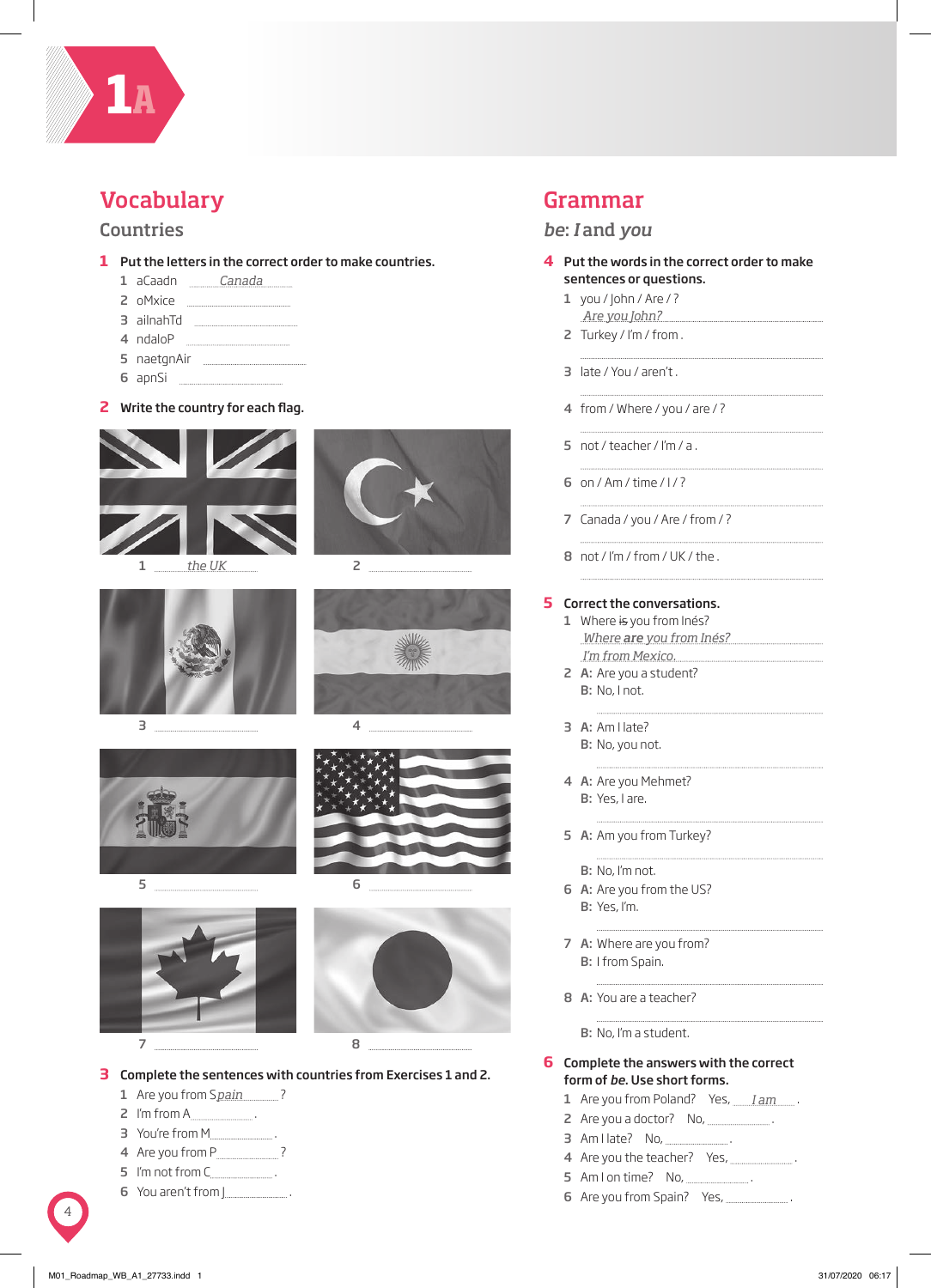# 1A

## Vocabulary

### Countries

**1 Put the letters in the correct order to make countries.**

1 aCaadn *Canada*
2 oMxice ..................
3 ailnahTd ..................
4 ndaloP ..................
5 naetgnAir ..................
6 apnSi ..................

**2 Write the country for each flag.**

1 *the UK*
2 ..................
3 ..................
4 ..................
5 ..................
6 ..................
7 ..................
8 ..................

**3 Complete the sentences with countries from Exercises 1 and 2.**

1 Are you from S*pain*?
2 I'm from A..................
3 You're from M..................
4 Are you from P..................?
5 I'm not from C..................
6 You aren't from J..................

## Grammar

### be: *I* and *you*

**4 Put the words in the correct order to make sentences or questions.**

1 you / John / Are / ?
*Are you John?*
2 Turkey / I'm / from .
..................
3 late / You / aren't .
..................
4 from / Where / you / are / ?
..................
5 not / teacher / I'm / a .
..................
6 on / Am / time / I / ?
..................
7 Canada / you / Are / from / ?
..................
8 not / I'm / from / UK / the .
..................

**5 Correct the conversations.**

1 Where ~~is~~ you from Inés?
*Where **are** you from Inés?*
*I'm from Mexico.*
2 **A:** Are you a student?
**B:** No, I not.
..................
3 **A:** Am I late?
**B:** No, you not.
..................
4 **A:** Are you Mehmet?
**B:** Yes, I are.
..................
5 **A:** Am you from Turkey?
..................
**B:** No, I'm not.
6 **A:** Are you from the US?
**B:** Yes, I'm.
..................
7 **A:** Where are you from?
**B:** I from Spain.
..................
8 **A:** You are a teacher?
..................
**B:** No, I'm a student.

**6 Complete the answers with the correct form of *be*. Use short forms.**

1 Are you from Poland? Yes, *I am*.
2 Are you a doctor? No, ..................
3 Am I late? No, ..................
4 Are you the teacher? Yes, ..................
5 Am I on time? No, ..................
6 Are you from Spain? Yes, ..................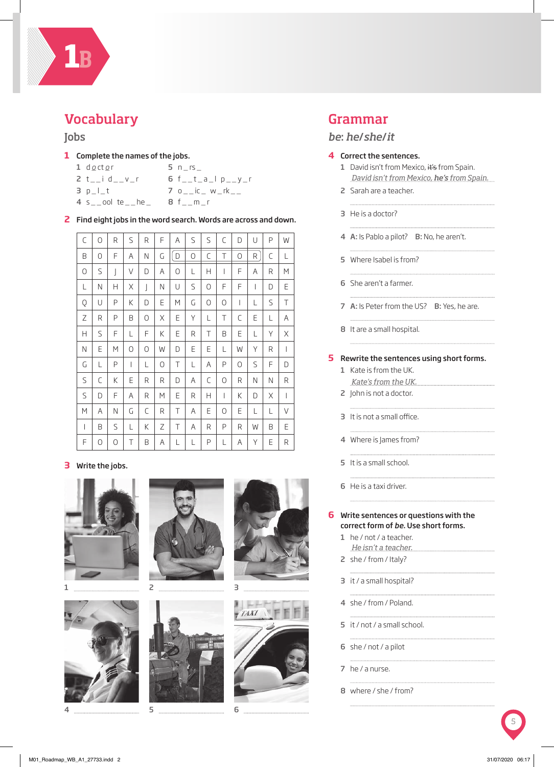# 1B

## Vocabulary

### Jobs

**1 Complete the names of the jobs.**

1 d o ct o r
2 t _ _ i d _ _ v _ r
3 p _ l _ t
4 s _ _ ool te _ _ he _
5 n _ rs _
6 f _ _ t _ a _ l p _ _ y _ r
7 o _ _ ic _ w _ rk _ _
8 f _ _ m _ r

**2 Find eight jobs in the word search. Words are across and down.**

| | | | | | | | | | | | | | |
|---|---|---|---|---|---|---|---|---|---|---|---|---|---|
| C | O | R | S | R | F | A | S | S | C | D | U | P | W |
| B | O | F | A | N | G | D | O | C | T | O | R | C | L |
| O | S | J | V | D | A | O | L | H | I | F | A | R | M |
| L | N | H | X | J | N | U | S | O | F | F | I | D | E |
| Q | U | P | K | D | E | M | G | O | O | I | L | S | T |
| Z | R | P | B | O | X | E | Y | L | T | C | E | L | A |
| H | S | F | L | F | K | E | R | T | B | E | L | Y | X |
| N | E | M | O | O | W | D | E | E | L | W | Y | R | I |
| G | L | P | I | L | O | T | L | A | P | O | S | F | D |
| S | C | K | E | R | R | D | A | C | O | R | N | N | R |
| S | D | F | A | R | M | E | R | H | I | K | D | X | I |
| M | A | N | G | C | R | T | A | E | O | E | L | L | V |
| I | B | S | L | K | Z | T | A | R | P | R | W | B | E |
| F | O | O | T | B | A | L | L | P | L | A | Y | E | R |

**3 Write the jobs.**

1 ..........
2 ..........
3 ..........
4 ..........
5 ..........
6 ..........

## Grammar

### *be*: *he/she/it*

**4 Correct the sentences.**

1 David isn't from Mexico, ~~it's~~ from Spain.
*David isn't from Mexico, **he's** from Spain.*
2 Sarah are a teacher.
..........
3 He is a doctor?
..........
4 **A:** Is Pablo a pilot? **B:** No, he aren't.
..........
5 Where Isabel is from?
..........
6 She aren't a farmer.
..........
7 **A:** Is Peter from the US? **B:** Yes, he are.
..........
8 It are a small hospital.
..........

**5 Rewrite the sentences using short forms.**

1 Kate is from the UK.
*Kate's from the UK.*
2 John is not a doctor.
..........
3 It is not a small office.
..........
4 Where is James from?
..........
5 It is a small school.
..........
6 He is a taxi driver.
..........

**6 Write sentences or questions with the correct form of *be*. Use short forms.**

1 he / not / a teacher.
*He isn't a teacher.*
2 she / from / Italy?
..........
3 it / a small hospital?
..........
4 she / from / Poland.
..........
5 it / not / a small school.
..........
6 she / not / a pilot
..........
7 he / a nurse.
..........
8 where / she / from?
..........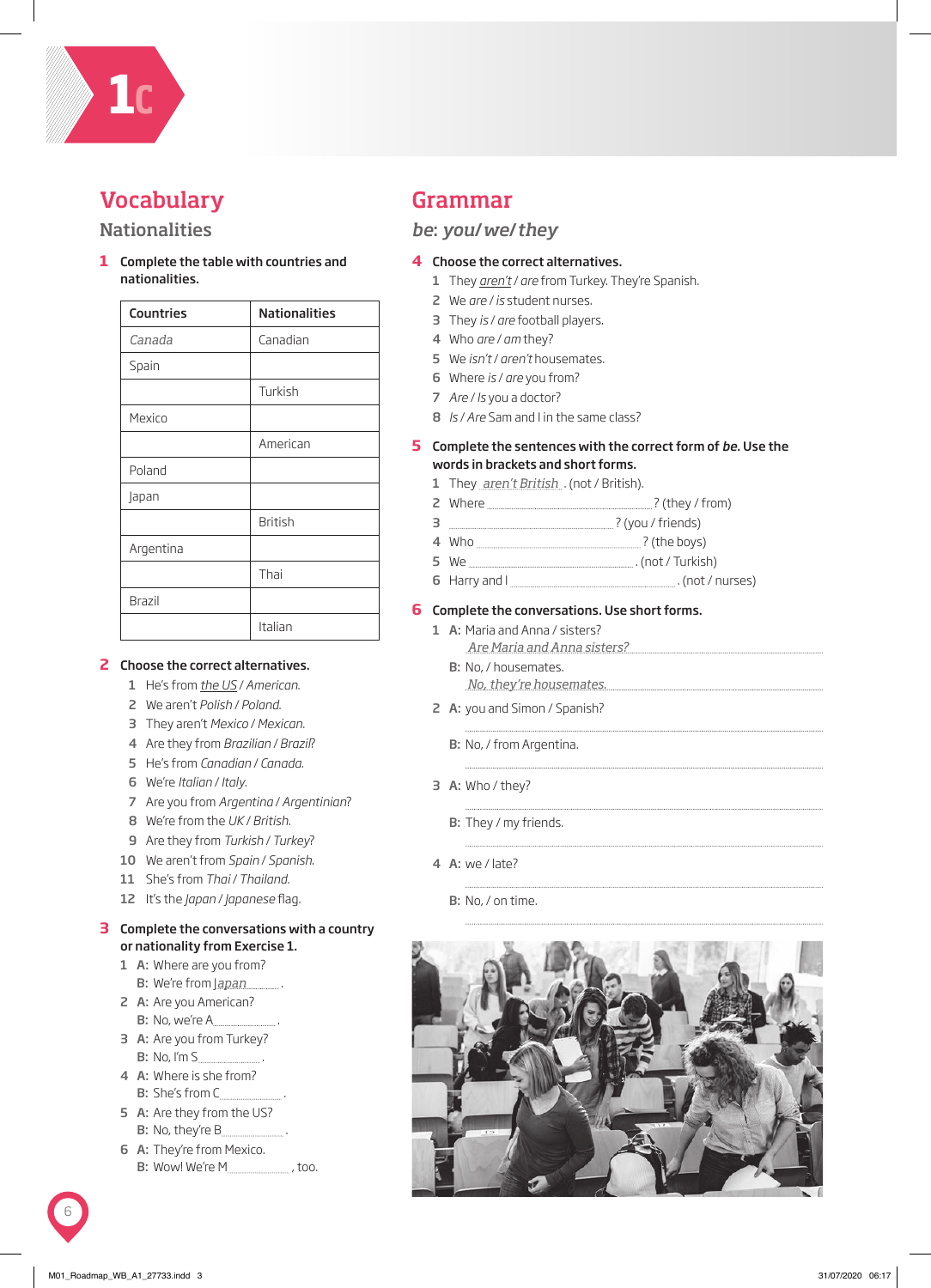# 1c

## Vocabulary

### Nationalities

**1** **Complete the table with countries and nationalities.**

| Countries | Nationalities |
|---|---|
| *Canada* | Canadian |
| Spain | |
| | Turkish |
| Mexico | |
| | American |
| Poland | |
| Japan | |
| | British |
| Argentina | |
| | Thai |
| Brazil | |
| | Italian |

**2** **Choose the correct alternatives.**

1. He's from *the US* / *American*.
2. We aren't *Polish* / *Poland*.
3. They aren't *Mexico* / *Mexican*.
4. Are they from *Brazilian* / *Brazil*?
5. He's from *Canadian* / *Canada*.
6. We're *Italian* / *Italy*.
7. Are you from *Argentina* / *Argentinian*?
8. We're from the *UK* / *British*.
9. Are they from *Turkish* / *Turkey*?
10. We aren't from *Spain* / *Spanish*.
11. She's from *Thai* / *Thailand*.
12. It's the *Japan* / *Japanese* flag.

**3** **Complete the conversations with a country or nationality from Exercise 1.**

1. **A:** Where are you from?
   **B:** We're from *Japan*.
2. **A:** Are you American?
   **B:** No, we're A__________.
3. **A:** Are you from Turkey?
   **B:** No, I'm S__________.
4. **A:** Where is she from?
   **B:** She's from C__________.
5. **A:** Are they from the US?
   **B:** No, they're B__________.
6. **A:** They're from Mexico.
   **B:** Wow! We're M__________, too.

## Grammar

### *be*: *you*/ *we*/ *they*

**4** **Choose the correct alternatives.**

1. They *aren't* / *are* from Turkey. They're Spanish.
2. We *are* / *is* student nurses.
3. They *is* / *are* football players.
4. Who *are* / *am* they?
5. We *isn't* / *aren't* housemates.
6. Where *is* / *are* you from?
7. *Are* / *Is* you a doctor?
8. *Is* / *Are* Sam and I in the same class?

**5** **Complete the sentences with the correct form of *be*. Use the words in brackets and short forms.**

1. They *aren't British*. (not / British).
2. Where __________? (they / from)
3. __________? (you / friends)
4. Who __________? (the boys)
5. We __________. (not / Turkish)
6. Harry and I __________. (not / nurses)

**6** **Complete the conversations. Use short forms.**

1. **A:** Maria and Anna / sisters?
   *Are Maria and Anna sisters?*
   **B:** No, / housemates.
   *No, they're housemates.*
2. **A:** you and Simon / Spanish?
   __________
   **B:** No, / from Argentina.
   __________
3. **A:** Who / they?
   __________
   **B:** They / my friends.
   __________
4. **A:** we / late?
   __________
   **B:** No, / on time.
   __________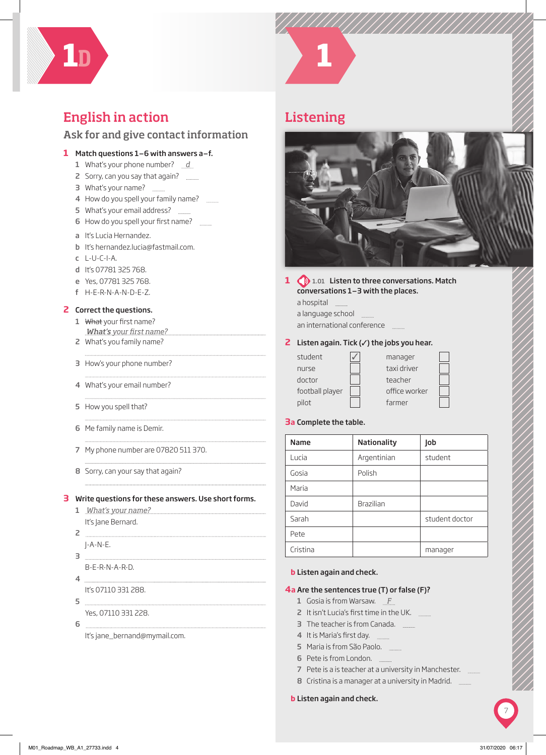# 1D

## English in action

### Ask for and give contact information

**1 Match questions 1–6 with answers a–f.**

1 What's your phone number? *d*
2 Sorry, can you say that again? ......
3 What's your name? ......
4 How do you spell your family name? ......
5 What's your email address? ......
6 How do you spell your first name? ......

a It's Lucia Hernandez.
b It's hernandez.lucia@fastmail.com.
c L-U-C-I-A.
d It's 07781 325 768.
e Yes, 07781 325 768.
f H-E-R-N-A-N-D-E-Z.

**2 Correct the questions.**

1 ~~What~~ your first name?
*What's your first name?*
2 What's you family name?
......
3 How's your phone number?
......
4 What's your email number?
......
5 How you spell that?
......
6 Me family name is Demir.
......
7 My phone number are 07820 511 370.
......
8 Sorry, can your say that again?
......

**3 Write questions for these answers. Use short forms.**

1 *What's your name?*
It's Jane Bernard.
2 ......
J-A-N-E.
3 ......
B-E-R-N-A-R-D.
4 ......
It's 07110 331 288.
5 ......
Yes, 07110 331 228.
6 ......
It's jane_bernard@mymail.com.

# 1

## Listening

**1** 1.01 **Listen to three conversations. Match conversations 1–3 with the places.**

a hospital ......
a language school ......
an international conference ......

**2 Listen again. Tick (✓) the jobs you hear.**

- student ✓
- nurse ☐
- doctor ☐
- football player ☐
- pilot ☐
- manager ☐
- taxi driver ☐
- teacher ☐
- office worker ☐
- farmer ☐

**3a Complete the table.**

| Name | Nationality | Job |
|---|---|---|
| Lucia | Argentinian | student |
| Gosia | Polish | |
| Maria | | |
| David | Brazilian | |
| Sarah | | student doctor |
| Pete | | |
| Cristina | | manager |

**b Listen again and check.**

**4a Are the sentences true (T) or false (F)?**

1 Gosia is from Warsaw. *F*
2 It isn't Lucia's first time in the UK. ......
3 The teacher is from Canada. ......
4 It is Maria's first day. ......
5 Maria is from São Paolo. ......
6 Pete is from London. ......
7 Pete is a is teacher at a university in Manchester. ......
8 Cristina is a manager at a university in Madrid. ......

**b Listen again and check.**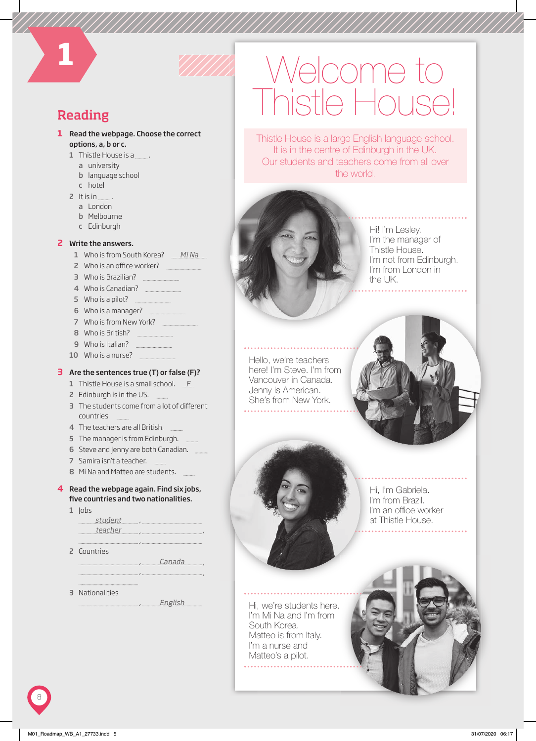# 1

## Reading

**1 Read the webpage. Choose the correct options, a, b or c.**

1 Thistle House is a ...... .
   a university
   b language school
   c hotel

2 It is in ...... .
   a London
   b Melbourne
   c Edinburgh

**2 Write the answers.**

1 Who is from South Korea? *Mi Na*
2 Who is an office worker? ..................
3 Who is Brazilian? ..................
4 Who is Canadian? ..................
5 Who is a pilot? ..................
6 Who is a manager? ..................
7 Who is from New York? ..................
8 Who is British? ..................
9 Who is Italian? ..................
10 Who is a nurse? ..................

**3 Are the sentences true (T) or false (F)?**

1 Thistle House is a small school. *F*
2 Edinburgh is in the US. ......
3 The students come from a lot of different countries. ......
4 The teachers are all British. ......
5 The manager is from Edinburgh. ......
6 Steve and Jenny are both Canadian. ......
7 Samira isn't a teacher. ......
8 Mi Na and Matteo are students. ......

**4 Read the webpage again. Find six jobs, five countries and two nationalities.**

1 Jobs
   *student*, ..................
   *teacher*, .................., 
   .................., ..................

2 Countries
   .................., *Canada*,
   .................., ..................,
   ..................

3 Nationalities
   .................., *English*

# Welcome to Thistle House!

Thistle House is a large English language school. It is in the centre of Edinburgh in the UK. Our students and teachers come from all over the world.

Hi! I'm Lesley.
I'm the manager of Thistle House.
I'm not from Edinburgh.
I'm from London in the UK.

Hello, we're teachers here! I'm Steve. I'm from Vancouver in Canada.
Jenny is American.
She's from New York.

Hi, I'm Gabriela.
I'm from Brazil.
I'm an office worker at Thistle House.

Hi, we're students here.
I'm Mi Na and I'm from South Korea.
Matteo is from Italy.
I'm a nurse and Matteo's a pilot.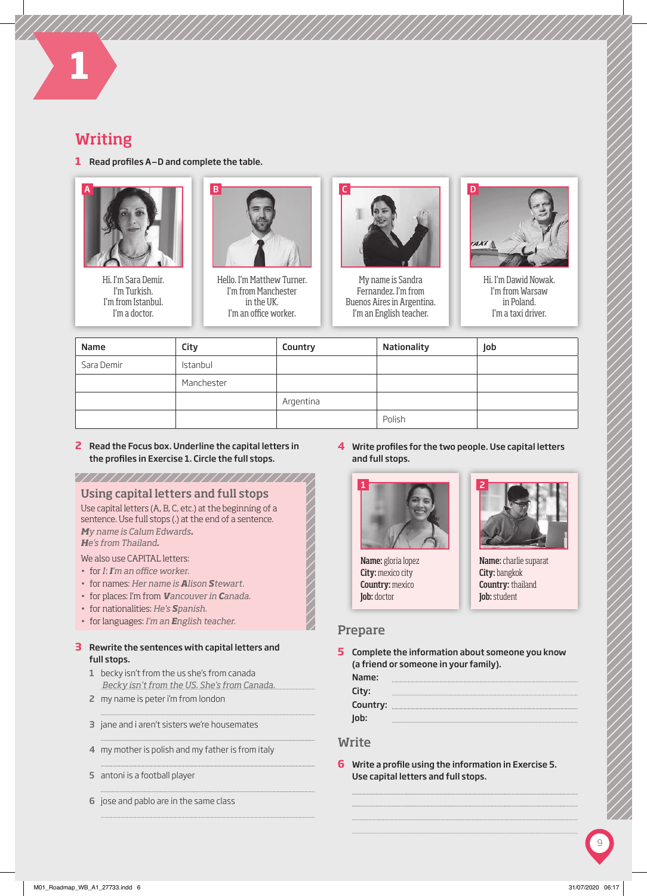1

## Writing

**1** Read profiles A–D and complete the table.

**A**
Hi. I'm Sara Demir.
I'm Turkish.
I'm from Istanbul.
I'm a doctor.

**B**
Hello. I'm Matthew Turner.
I'm from Manchester
in the UK.
I'm an office worker.

**C**
My name is Sandra
Fernandez. I'm from
Buenos Aires in Argentina.
I'm an English teacher.

**D**
Hi. I'm Dawid Nowak.
I'm from Warsaw
in Poland.
I'm a taxi driver.

| Name | City | Country | Nationality | Job |
|---|---|---|---|---|
| Sara Demir | Istanbul | | | |
| | Manchester | | | |
| | | Argentina | | |
| | | | Polish | |

**2** Read the Focus box. Underline the capital letters in the profiles in Exercise 1. Circle the full stops.

### Using capital letters and full stops

Use capital letters (A, B, C, etc.) at the beginning of a sentence. Use full stops (.) at the end of a sentence.
***M**y name is Calum Edwards**.*
***H**e's from Thailand**.*

We also use CAPITAL letters:
- for *I*: ***I**'m an office worker.*
- for names: *Her name is **A**lison **S**tewart.*
- for places: I'm from ***V**ancouver in **C**anada.*
- for nationalities: *He's **S**panish.*
- for languages: *I'm an **E**nglish teacher.*

**3** Rewrite the sentences with capital letters and full stops.

1 becky isn't from the us she's from canada
*Becky isn't from the US. She's from Canada.*
2 my name is peter i'm from london
..............................
3 jane and i aren't sisters we're housemates
..............................
4 my mother is polish and my father is from italy
..............................
5 antoni is a football player
..............................
6 jose and pablo are in the same class
..............................

**4** Write profiles for the two people. Use capital letters and full stops.

**1**
**Name:** gloria lopez
**City:** mexico city
**Country:** mexico
**Job:** doctor

**2**
**Name:** charlie suparat
**City:** bangkok
**Country:** thailand
**Job:** student

## Prepare

**5** Complete the information about someone you know (a friend or someone in your family).

Name: ..............................
City: ..............................
Country: ..............................
Job: ..............................

## Write

**6** Write a profile using the information in Exercise 5. Use capital letters and full stops.

..............................
..............................
..............................
..............................